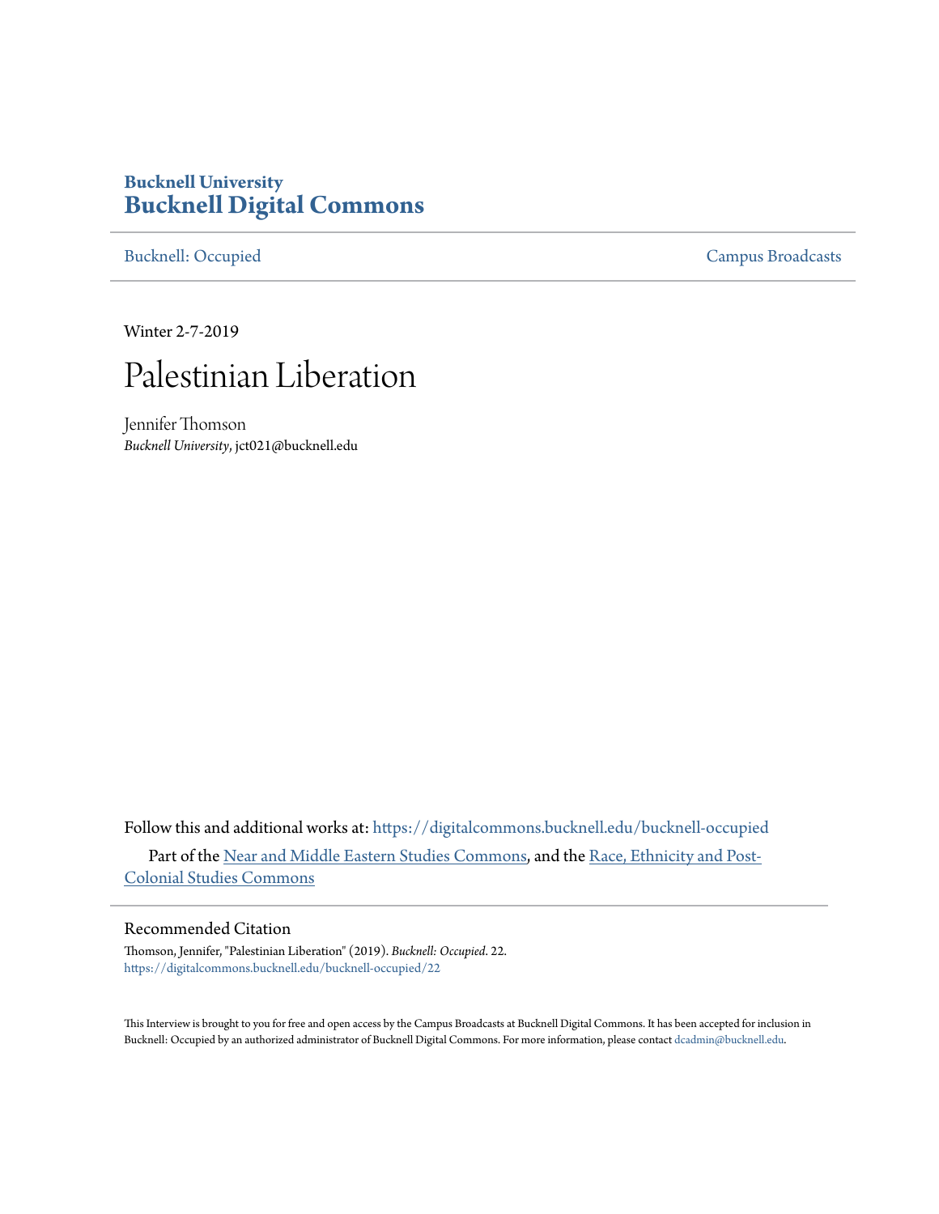**Bucknell University**
# Bucknell Digital Commons

Bucknell: Occupied | Campus Broadcasts

Winter 2-7-2019

# Palestinian Liberation

Jennifer Thomson
*Bucknell University*, jct021@bucknell.edu

Follow this and additional works at: https://digitalcommons.bucknell.edu/bucknell-occupied

Part of the Near and Middle Eastern Studies Commons, and the Race, Ethnicity and Post-Colonial Studies Commons

## Recommended Citation

Thomson, Jennifer, "Palestinian Liberation" (2019). *Bucknell: Occupied*. 22.
https://digitalcommons.bucknell.edu/bucknell-occupied/22

This Interview is brought to you for free and open access by the Campus Broadcasts at Bucknell Digital Commons. It has been accepted for inclusion in Bucknell: Occupied by an authorized administrator of Bucknell Digital Commons. For more information, please contact dcadmin@bucknell.edu.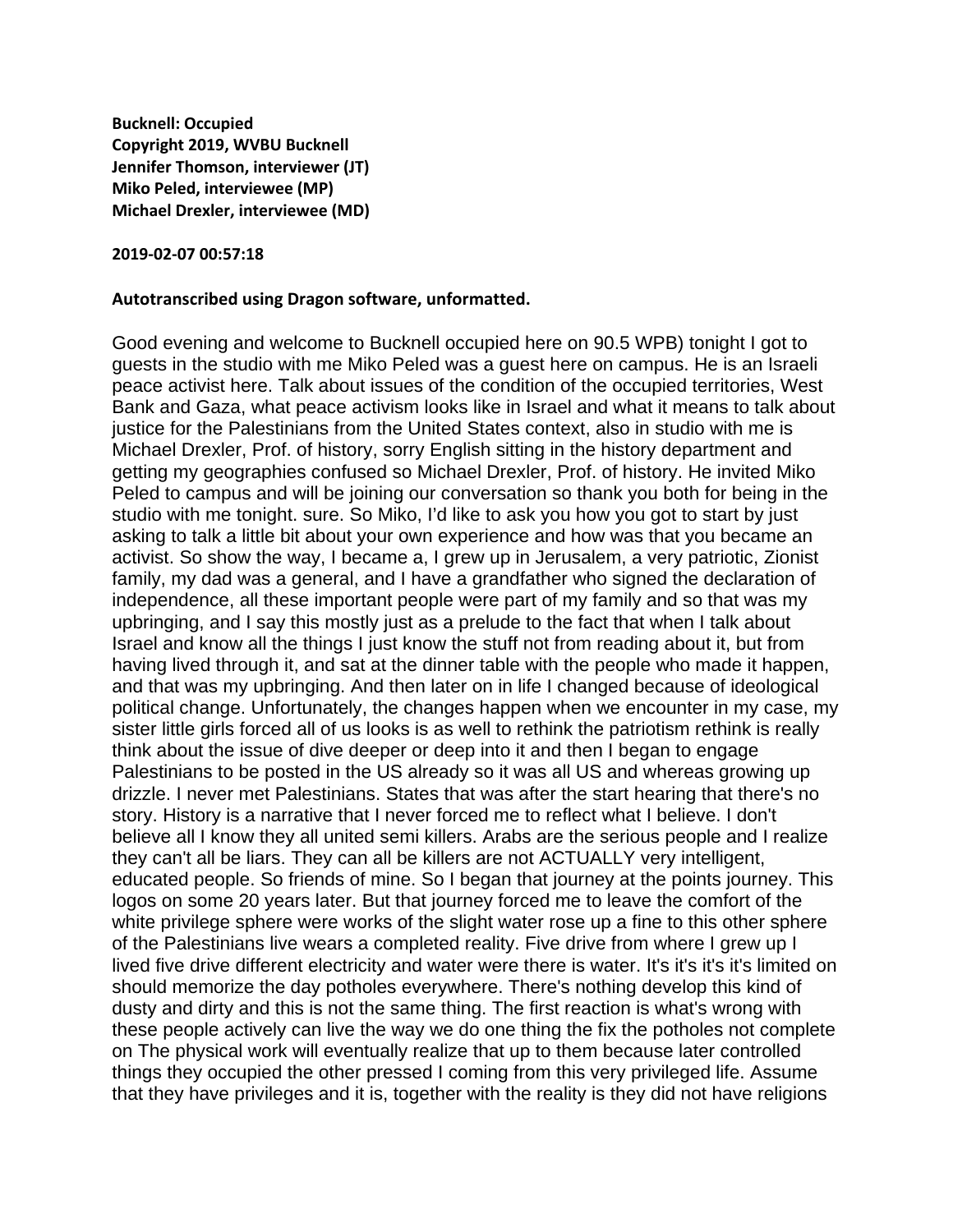**Bucknell: Occupied**
**Copyright 2019, WVBU Bucknell**
**Jennifer Thomson, interviewer (JT)**
**Miko Peled, interviewee (MP)**
**Michael Drexler, interviewee (MD)**

**2019-02-07 00:57:18**

**Autotranscribed using Dragon software, unformatted.**

Good evening and welcome to Bucknell occupied here on 90.5 WPB) tonight I got to guests in the studio with me Miko Peled was a guest here on campus. He is an Israeli peace activist here. Talk about issues of the condition of the occupied territories, West Bank and Gaza, what peace activism looks like in Israel and what it means to talk about justice for the Palestinians from the United States context, also in studio with me is Michael Drexler, Prof. of history, sorry English sitting in the history department and getting my geographies confused so Michael Drexler, Prof. of history. He invited Miko Peled to campus and will be joining our conversation so thank you both for being in the studio with me tonight. sure. So Miko, I'd like to ask you how you got to start by just asking to talk a little bit about your own experience and how was that you became an activist. So show the way, I became a, I grew up in Jerusalem, a very patriotic, Zionist family, my dad was a general, and I have a grandfather who signed the declaration of independence, all these important people were part of my family and so that was my upbringing, and I say this mostly just as a prelude to the fact that when I talk about Israel and know all the things I just know the stuff not from reading about it, but from having lived through it, and sat at the dinner table with the people who made it happen, and that was my upbringing. And then later on in life I changed because of ideological political change. Unfortunately, the changes happen when we encounter in my case, my sister little girls forced all of us looks is as well to rethink the patriotism rethink is really think about the issue of dive deeper or deep into it and then I began to engage Palestinians to be posted in the US already so it was all US and whereas growing up drizzle. I never met Palestinians. States that was after the start hearing that there's no story. History is a narrative that I never forced me to reflect what I believe. I don't believe all I know they all united semi killers. Arabs are the serious people and I realize they can't all be liars. They can all be killers are not ACTUALLY very intelligent, educated people. So friends of mine. So I began that journey at the points journey. This logos on some 20 years later. But that journey forced me to leave the comfort of the white privilege sphere were works of the slight water rose up a fine to this other sphere of the Palestinians live wears a completed reality. Five drive from where I grew up I lived five drive different electricity and water were there is water. It's it's it's it's limited on should memorize the day potholes everywhere. There's nothing develop this kind of dusty and dirty and this is not the same thing. The first reaction is what's wrong with these people actively can live the way we do one thing the fix the potholes not complete on The physical work will eventually realize that up to them because later controlled things they occupied the other pressed I coming from this very privileged life. Assume that they have privileges and it is, together with the reality is they did not have religions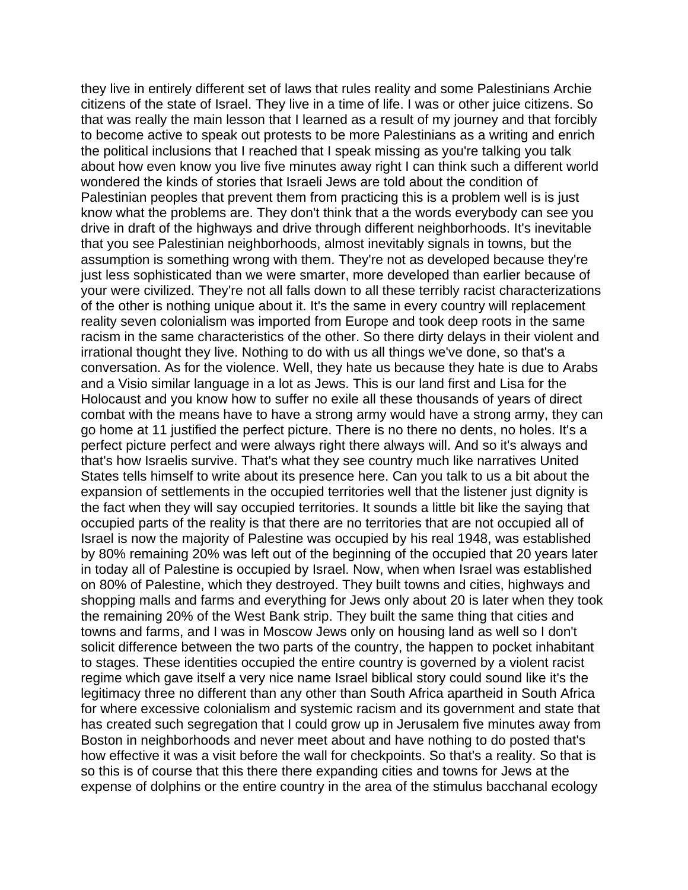they live in entirely different set of laws that rules reality and some Palestinians Archie citizens of the state of Israel. They live in a time of life. I was or other juice citizens. So that was really the main lesson that I learned as a result of my journey and that forcibly to become active to speak out protests to be more Palestinians as a writing and enrich the political inclusions that I reached that I speak missing as you're talking you talk about how even know you live five minutes away right I can think such a different world wondered the kinds of stories that Israeli Jews are told about the condition of Palestinian peoples that prevent them from practicing this is a problem well is is just know what the problems are. They don't think that a the words everybody can see you drive in draft of the highways and drive through different neighborhoods. It's inevitable that you see Palestinian neighborhoods, almost inevitably signals in towns, but the assumption is something wrong with them. They're not as developed because they're just less sophisticated than we were smarter, more developed than earlier because of your were civilized. They're not all falls down to all these terribly racist characterizations of the other is nothing unique about it. It's the same in every country will replacement reality seven colonialism was imported from Europe and took deep roots in the same racism in the same characteristics of the other. So there dirty delays in their violent and irrational thought they live. Nothing to do with us all things we've done, so that's a conversation. As for the violence. Well, they hate us because they hate is due to Arabs and a Visio similar language in a lot as Jews. This is our land first and Lisa for the Holocaust and you know how to suffer no exile all these thousands of years of direct combat with the means have to have a strong army would have a strong army, they can go home at 11 justified the perfect picture. There is no there no dents, no holes. It's a perfect picture perfect and were always right there always will. And so it's always and that's how Israelis survive. That's what they see country much like narratives United States tells himself to write about its presence here. Can you talk to us a bit about the expansion of settlements in the occupied territories well that the listener just dignity is the fact when they will say occupied territories. It sounds a little bit like the saying that occupied parts of the reality is that there are no territories that are not occupied all of Israel is now the majority of Palestine was occupied by his real 1948, was established by 80% remaining 20% was left out of the beginning of the occupied that 20 years later in today all of Palestine is occupied by Israel. Now, when when Israel was established on 80% of Palestine, which they destroyed. They built towns and cities, highways and shopping malls and farms and everything for Jews only about 20 is later when they took the remaining 20% of the West Bank strip. They built the same thing that cities and towns and farms, and I was in Moscow Jews only on housing land as well so I don't solicit difference between the two parts of the country, the happen to pocket inhabitant to stages. These identities occupied the entire country is governed by a violent racist regime which gave itself a very nice name Israel biblical story could sound like it's the legitimacy three no different than any other than South Africa apartheid in South Africa for where excessive colonialism and systemic racism and its government and state that has created such segregation that I could grow up in Jerusalem five minutes away from Boston in neighborhoods and never meet about and have nothing to do posted that's how effective it was a visit before the wall for checkpoints. So that's a reality. So that is so this is of course that this there there expanding cities and towns for Jews at the expense of dolphins or the entire country in the area of the stimulus bacchanal ecology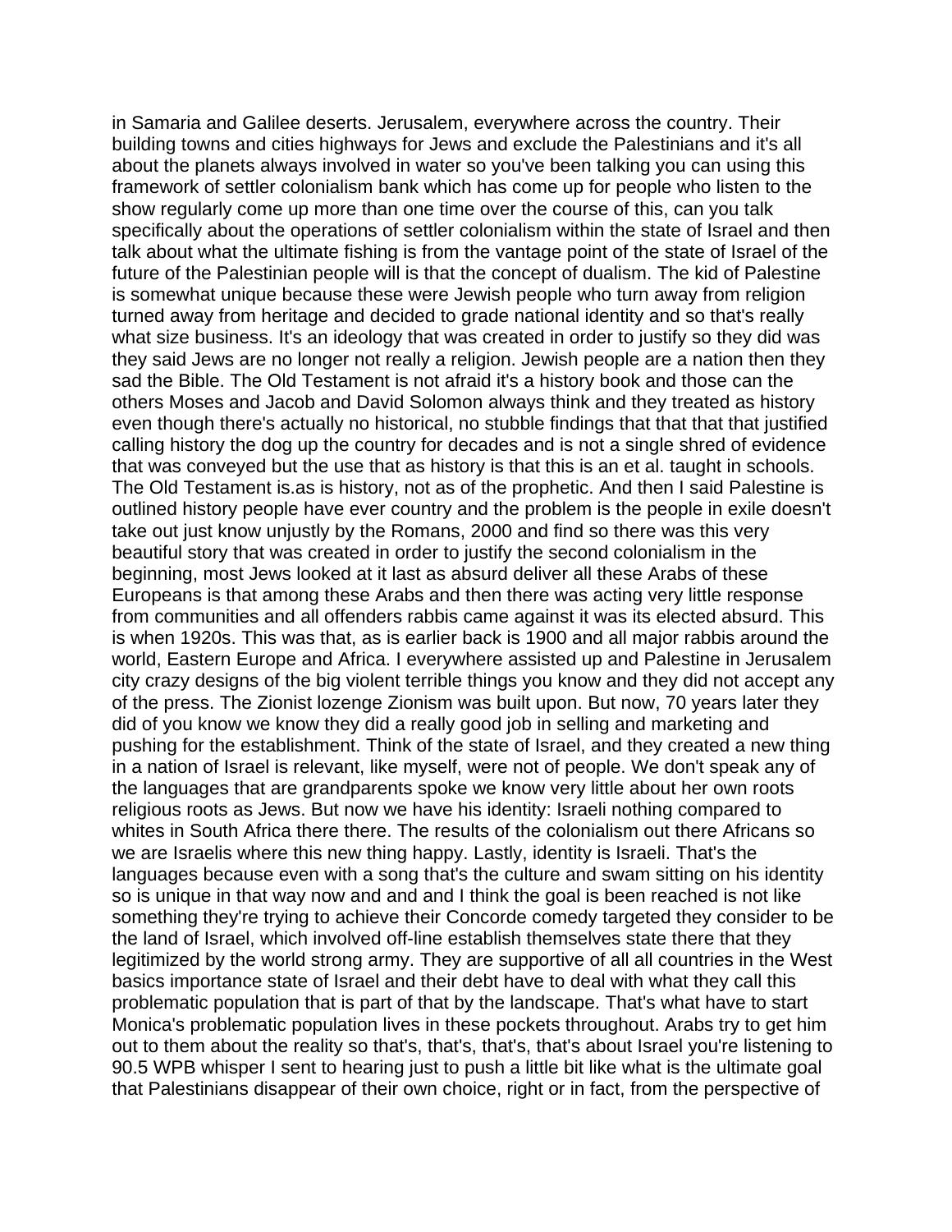in Samaria and Galilee deserts. Jerusalem, everywhere across the country. Their building towns and cities highways for Jews and exclude the Palestinians and it's all about the planets always involved in water so you've been talking you can using this framework of settler colonialism bank which has come up for people who listen to the show regularly come up more than one time over the course of this, can you talk specifically about the operations of settler colonialism within the state of Israel and then talk about what the ultimate fishing is from the vantage point of the state of Israel of the future of the Palestinian people will is that the concept of dualism. The kid of Palestine is somewhat unique because these were Jewish people who turn away from religion turned away from heritage and decided to grade national identity and so that's really what size business. It's an ideology that was created in order to justify so they did was they said Jews are no longer not really a religion. Jewish people are a nation then they sad the Bible. The Old Testament is not afraid it's a history book and those can the others Moses and Jacob and David Solomon always think and they treated as history even though there's actually no historical, no stubble findings that that that that justified calling history the dog up the country for decades and is not a single shred of evidence that was conveyed but the use that as history is that this is an et al. taught in schools. The Old Testament is.as is history, not as of the prophetic. And then I said Palestine is outlined history people have ever country and the problem is the people in exile doesn't take out just know unjustly by the Romans, 2000 and find so there was this very beautiful story that was created in order to justify the second colonialism in the beginning, most Jews looked at it last as absurd deliver all these Arabs of these Europeans is that among these Arabs and then there was acting very little response from communities and all offenders rabbis came against it was its elected absurd. This is when 1920s. This was that, as is earlier back is 1900 and all major rabbis around the world, Eastern Europe and Africa. I everywhere assisted up and Palestine in Jerusalem city crazy designs of the big violent terrible things you know and they did not accept any of the press. The Zionist lozenge Zionism was built upon. But now, 70 years later they did of you know we know they did a really good job in selling and marketing and pushing for the establishment. Think of the state of Israel, and they created a new thing in a nation of Israel is relevant, like myself, were not of people. We don't speak any of the languages that are grandparents spoke we know very little about her own roots religious roots as Jews. But now we have his identity: Israeli nothing compared to whites in South Africa there there. The results of the colonialism out there Africans so we are Israelis where this new thing happy. Lastly, identity is Israeli. That's the languages because even with a song that's the culture and swam sitting on his identity so is unique in that way now and and and I think the goal is been reached is not like something they're trying to achieve their Concorde comedy targeted they consider to be the land of Israel, which involved off-line establish themselves state there that they legitimized by the world strong army. They are supportive of all all countries in the West basics importance state of Israel and their debt have to deal with what they call this problematic population that is part of that by the landscape. That's what have to start Monica's problematic population lives in these pockets throughout. Arabs try to get him out to them about the reality so that's, that's, that's, that's about Israel you're listening to 90.5 WPB whisper I sent to hearing just to push a little bit like what is the ultimate goal that Palestinians disappear of their own choice, right or in fact, from the perspective of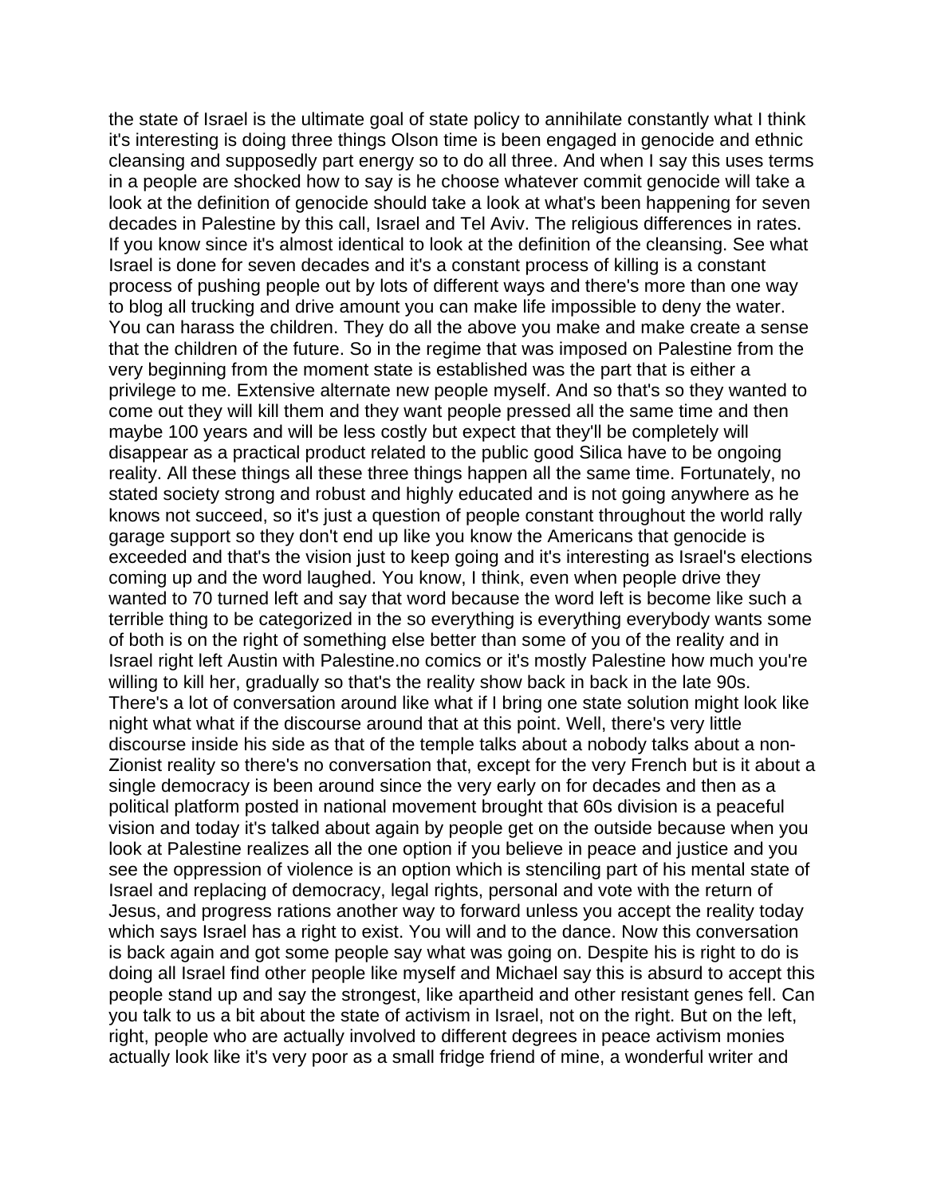the state of Israel is the ultimate goal of state policy to annihilate constantly what I think it's interesting is doing three things Olson time is been engaged in genocide and ethnic cleansing and supposedly part energy so to do all three. And when I say this uses terms in a people are shocked how to say is he choose whatever commit genocide will take a look at the definition of genocide should take a look at what's been happening for seven decades in Palestine by this call, Israel and Tel Aviv. The religious differences in rates. If you know since it's almost identical to look at the definition of the cleansing. See what Israel is done for seven decades and it's a constant process of killing is a constant process of pushing people out by lots of different ways and there's more than one way to blog all trucking and drive amount you can make life impossible to deny the water. You can harass the children. They do all the above you make and make create a sense that the children of the future. So in the regime that was imposed on Palestine from the very beginning from the moment state is established was the part that is either a privilege to me. Extensive alternate new people myself. And so that's so they wanted to come out they will kill them and they want people pressed all the same time and then maybe 100 years and will be less costly but expect that they'll be completely will disappear as a practical product related to the public good Silica have to be ongoing reality. All these things all these three things happen all the same time. Fortunately, no stated society strong and robust and highly educated and is not going anywhere as he knows not succeed, so it's just a question of people constant throughout the world rally garage support so they don't end up like you know the Americans that genocide is exceeded and that's the vision just to keep going and it's interesting as Israel's elections coming up and the word laughed. You know, I think, even when people drive they wanted to 70 turned left and say that word because the word left is become like such a terrible thing to be categorized in the so everything is everything everybody wants some of both is on the right of something else better than some of you of the reality and in Israel right left Austin with Palestine.no comics or it's mostly Palestine how much you're willing to kill her, gradually so that's the reality show back in back in the late 90s. There's a lot of conversation around like what if I bring one state solution might look like night what what if the discourse around that at this point. Well, there's very little discourse inside his side as that of the temple talks about a nobody talks about a non-Zionist reality so there's no conversation that, except for the very French but is it about a single democracy is been around since the very early on for decades and then as a political platform posted in national movement brought that 60s division is a peaceful vision and today it's talked about again by people get on the outside because when you look at Palestine realizes all the one option if you believe in peace and justice and you see the oppression of violence is an option which is stenciling part of his mental state of Israel and replacing of democracy, legal rights, personal and vote with the return of Jesus, and progress rations another way to forward unless you accept the reality today which says Israel has a right to exist. You will and to the dance. Now this conversation is back again and got some people say what was going on. Despite his is right to do is doing all Israel find other people like myself and Michael say this is absurd to accept this people stand up and say the strongest, like apartheid and other resistant genes fell. Can you talk to us a bit about the state of activism in Israel, not on the right. But on the left, right, people who are actually involved to different degrees in peace activism monies actually look like it's very poor as a small fridge friend of mine, a wonderful writer and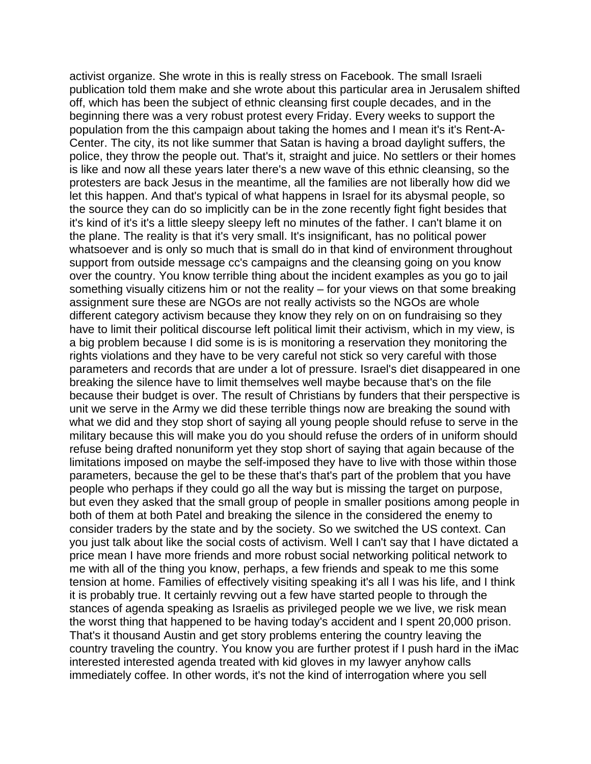activist organize. She wrote in this is really stress on Facebook. The small Israeli publication told them make and she wrote about this particular area in Jerusalem shifted off, which has been the subject of ethnic cleansing first couple decades, and in the beginning there was a very robust protest every Friday. Every weeks to support the population from the this campaign about taking the homes and I mean it's it's Rent-A-Center. The city, its not like summer that Satan is having a broad daylight suffers, the police, they throw the people out. That's it, straight and juice. No settlers or their homes is like and now all these years later there's a new wave of this ethnic cleansing, so the protesters are back Jesus in the meantime, all the families are not liberally how did we let this happen. And that's typical of what happens in Israel for its abysmal people, so the source they can do so implicitly can be in the zone recently fight fight besides that it's kind of it's it's a little sleepy sleepy left no minutes of the father. I can't blame it on the plane. The reality is that it's very small. It's insignificant, has no political power whatsoever and is only so much that is small do in that kind of environment throughout support from outside message cc's campaigns and the cleansing going on you know over the country. You know terrible thing about the incident examples as you go to jail something visually citizens him or not the reality – for your views on that some breaking assignment sure these are NGOs are not really activists so the NGOs are whole different category activism because they know they rely on on on fundraising so they have to limit their political discourse left political limit their activism, which in my view, is a big problem because I did some is is is monitoring a reservation they monitoring the rights violations and they have to be very careful not stick so very careful with those parameters and records that are under a lot of pressure. Israel's diet disappeared in one breaking the silence have to limit themselves well maybe because that's on the file because their budget is over. The result of Christians by funders that their perspective is unit we serve in the Army we did these terrible things now are breaking the sound with what we did and they stop short of saying all young people should refuse to serve in the military because this will make you do you should refuse the orders of in uniform should refuse being drafted nonuniform yet they stop short of saying that again because of the limitations imposed on maybe the self-imposed they have to live with those within those parameters, because the gel to be these that's that's part of the problem that you have people who perhaps if they could go all the way but is missing the target on purpose, but even they asked that the small group of people in smaller positions among people in both of them at both Patel and breaking the silence in the considered the enemy to consider traders by the state and by the society. So we switched the US context. Can you just talk about like the social costs of activism. Well I can't say that I have dictated a price mean I have more friends and more robust social networking political network to me with all of the thing you know, perhaps, a few friends and speak to me this some tension at home. Families of effectively visiting speaking it's all I was his life, and I think it is probably true. It certainly revving out a few have started people to through the stances of agenda speaking as Israelis as privileged people we we live, we risk mean the worst thing that happened to be having today's accident and I spent 20,000 prison. That's it thousand Austin and get story problems entering the country leaving the country traveling the country. You know you are further protest if I push hard in the iMac interested interested agenda treated with kid gloves in my lawyer anyhow calls immediately coffee. In other words, it's not the kind of interrogation where you sell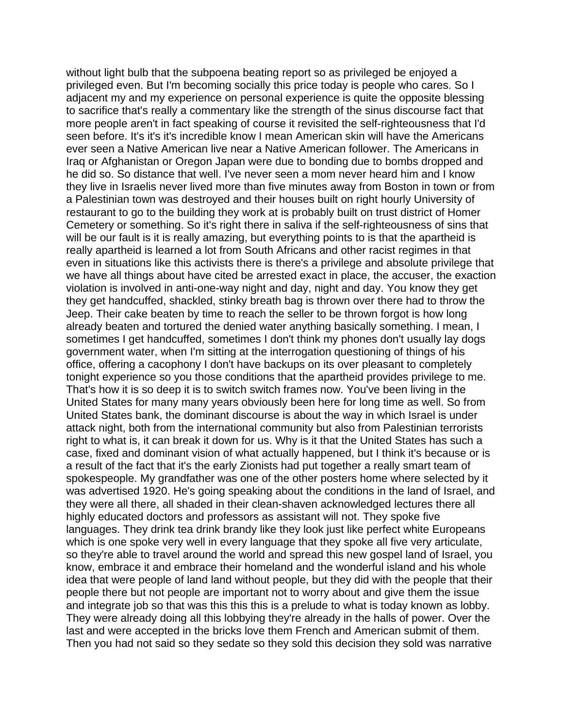without light bulb that the subpoena beating report so as privileged be enjoyed a privileged even. But I'm becoming socially this price today is people who cares. So I adjacent my and my experience on personal experience is quite the opposite blessing to sacrifice that's really a commentary like the strength of the sinus discourse fact that more people aren't in fact speaking of course it revisited the self-righteousness that I'd seen before. It's it's it's incredible know I mean American skin will have the Americans ever seen a Native American live near a Native American follower. The Americans in Iraq or Afghanistan or Oregon Japan were due to bonding due to bombs dropped and he did so. So distance that well. I've never seen a mom never heard him and I know they live in Israelis never lived more than five minutes away from Boston in town or from a Palestinian town was destroyed and their houses built on right hourly University of restaurant to go to the building they work at is probably built on trust district of Homer Cemetery or something. So it's right there in saliva if the self-righteousness of sins that will be our fault is it is really amazing, but everything points to is that the apartheid is really apartheid is learned a lot from South Africans and other racist regimes in that even in situations like this activists there is there's a privilege and absolute privilege that we have all things about have cited be arrested exact in place, the accuser, the exaction violation is involved in anti-one-way night and day, night and day. You know they get they get handcuffed, shackled, stinky breath bag is thrown over there had to throw the Jeep. Their cake beaten by time to reach the seller to be thrown forgot is how long already beaten and tortured the denied water anything basically something. I mean, I sometimes I get handcuffed, sometimes I don't think my phones don't usually lay dogs government water, when I'm sitting at the interrogation questioning of things of his office, offering a cacophony I don't have backups on its over pleasant to completely tonight experience so you those conditions that the apartheid provides privilege to me. That's how it is so deep it is to switch switch frames now. You've been living in the United States for many many years obviously been here for long time as well. So from United States bank, the dominant discourse is about the way in which Israel is under attack night, both from the international community but also from Palestinian terrorists right to what is, it can break it down for us. Why is it that the United States has such a case, fixed and dominant vision of what actually happened, but I think it's because or is a result of the fact that it's the early Zionists had put together a really smart team of spokespeople. My grandfather was one of the other posters home where selected by it was advertised 1920. He's going speaking about the conditions in the land of Israel, and they were all there, all shaded in their clean-shaven acknowledged lectures there all highly educated doctors and professors as assistant will not. They spoke five languages. They drink tea drink brandy like they look just like perfect white Europeans which is one spoke very well in every language that they spoke all five very articulate, so they're able to travel around the world and spread this new gospel land of Israel, you know, embrace it and embrace their homeland and the wonderful island and his whole idea that were people of land land without people, but they did with the people that their people there but not people are important not to worry about and give them the issue and integrate job so that was this this this is a prelude to what is today known as lobby. They were already doing all this lobbying they're already in the halls of power. Over the last and were accepted in the bricks love them French and American submit of them. Then you had not said so they sedate so they sold this decision they sold was narrative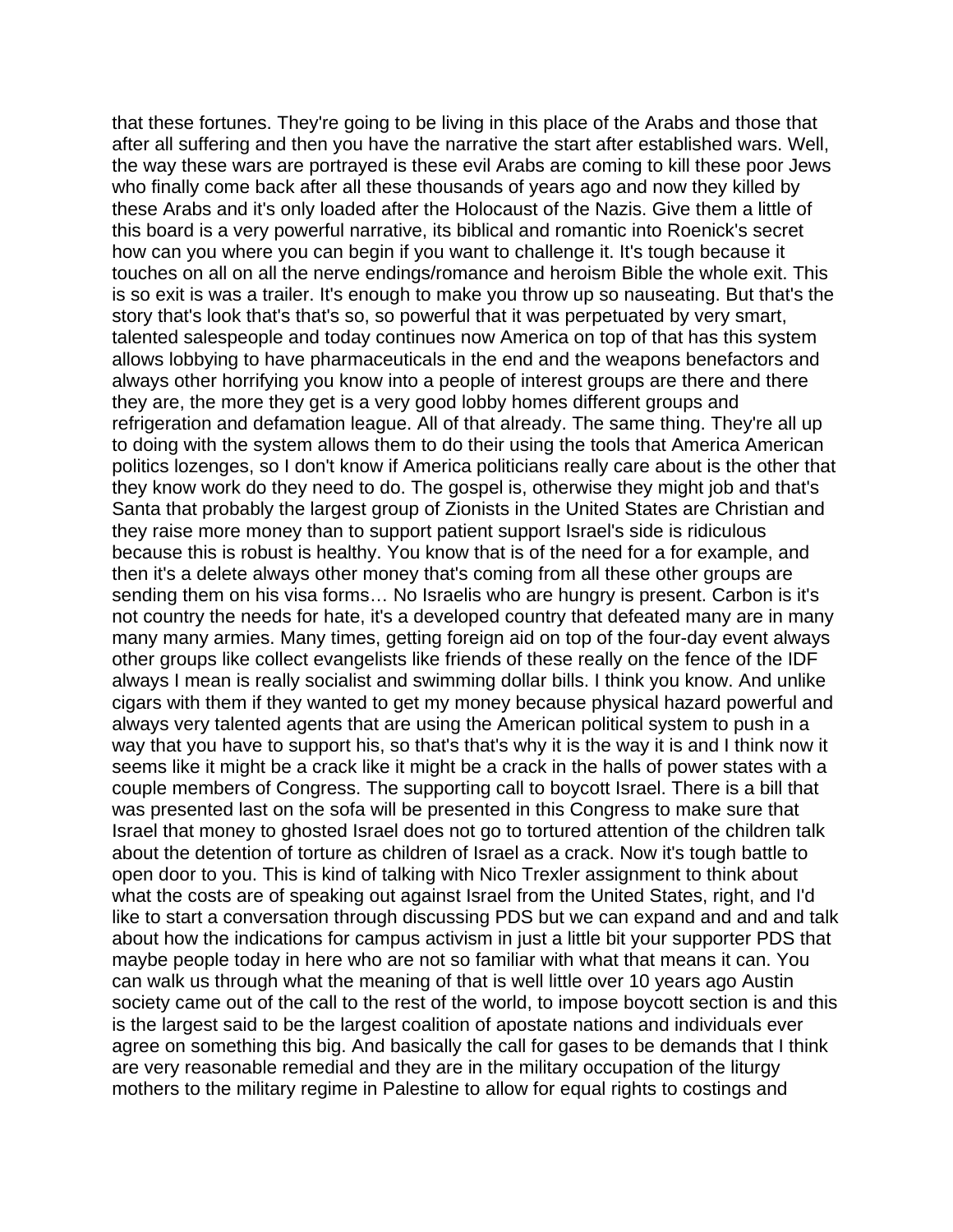that these fortunes. They're going to be living in this place of the Arabs and those that after all suffering and then you have the narrative the start after established wars. Well, the way these wars are portrayed is these evil Arabs are coming to kill these poor Jews who finally come back after all these thousands of years ago and now they killed by these Arabs and it's only loaded after the Holocaust of the Nazis. Give them a little of this board is a very powerful narrative, its biblical and romantic into Roenick's secret how can you where you can begin if you want to challenge it. It's tough because it touches on all on all the nerve endings/romance and heroism Bible the whole exit. This is so exit is was a trailer. It's enough to make you throw up so nauseating. But that's the story that's look that's that's so, so powerful that it was perpetuated by very smart, talented salespeople and today continues now America on top of that has this system allows lobbying to have pharmaceuticals in the end and the weapons benefactors and always other horrifying you know into a people of interest groups are there and there they are, the more they get is a very good lobby homes different groups and refrigeration and defamation league. All of that already. The same thing. They're all up to doing with the system allows them to do their using the tools that America American politics lozenges, so I don't know if America politicians really care about is the other that they know work do they need to do. The gospel is, otherwise they might job and that's Santa that probably the largest group of Zionists in the United States are Christian and they raise more money than to support patient support Israel's side is ridiculous because this is robust is healthy. You know that is of the need for a for example, and then it's a delete always other money that's coming from all these other groups are sending them on his visa forms… No Israelis who are hungry is present. Carbon is it's not country the needs for hate, it's a developed country that defeated many are in many many many armies. Many times, getting foreign aid on top of the four-day event always other groups like collect evangelists like friends of these really on the fence of the IDF always I mean is really socialist and swimming dollar bills. I think you know. And unlike cigars with them if they wanted to get my money because physical hazard powerful and always very talented agents that are using the American political system to push in a way that you have to support his, so that's that's why it is the way it is and I think now it seems like it might be a crack like it might be a crack in the halls of power states with a couple members of Congress. The supporting call to boycott Israel. There is a bill that was presented last on the sofa will be presented in this Congress to make sure that Israel that money to ghosted Israel does not go to tortured attention of the children talk about the detention of torture as children of Israel as a crack. Now it's tough battle to open door to you. This is kind of talking with Nico Trexler assignment to think about what the costs are of speaking out against Israel from the United States, right, and I'd like to start a conversation through discussing PDS but we can expand and and and talk about how the indications for campus activism in just a little bit your supporter PDS that maybe people today in here who are not so familiar with what that means it can. You can walk us through what the meaning of that is well little over 10 years ago Austin society came out of the call to the rest of the world, to impose boycott section is and this is the largest said to be the largest coalition of apostate nations and individuals ever agree on something this big. And basically the call for gases to be demands that I think are very reasonable remedial and they are in the military occupation of the liturgy mothers to the military regime in Palestine to allow for equal rights to costings and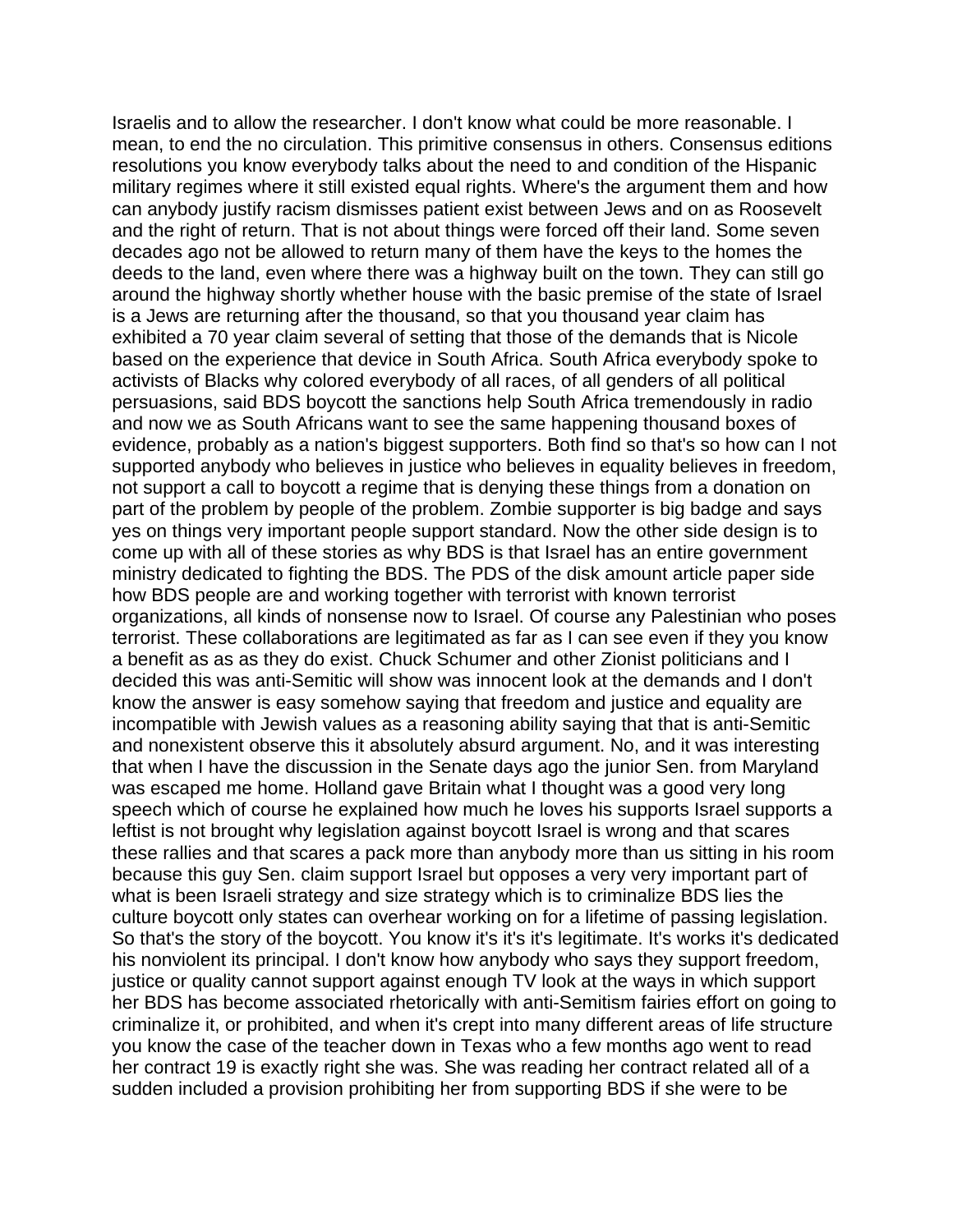Israelis and to allow the researcher. I don't know what could be more reasonable. I mean, to end the no circulation. This primitive consensus in others. Consensus editions resolutions you know everybody talks about the need to and condition of the Hispanic military regimes where it still existed equal rights. Where's the argument them and how can anybody justify racism dismisses patient exist between Jews and on as Roosevelt and the right of return. That is not about things were forced off their land. Some seven decades ago not be allowed to return many of them have the keys to the homes the deeds to the land, even where there was a highway built on the town. They can still go around the highway shortly whether house with the basic premise of the state of Israel is a Jews are returning after the thousand, so that you thousand year claim has exhibited a 70 year claim several of setting that those of the demands that is Nicole based on the experience that device in South Africa. South Africa everybody spoke to activists of Blacks why colored everybody of all races, of all genders of all political persuasions, said BDS boycott the sanctions help South Africa tremendously in radio and now we as South Africans want to see the same happening thousand boxes of evidence, probably as a nation's biggest supporters. Both find so that's so how can I not supported anybody who believes in justice who believes in equality believes in freedom, not support a call to boycott a regime that is denying these things from a donation on part of the problem by people of the problem. Zombie supporter is big badge and says yes on things very important people support standard. Now the other side design is to come up with all of these stories as why BDS is that Israel has an entire government ministry dedicated to fighting the BDS. The PDS of the disk amount article paper side how BDS people are and working together with terrorist with known terrorist organizations, all kinds of nonsense now to Israel. Of course any Palestinian who poses terrorist. These collaborations are legitimated as far as I can see even if they you know a benefit as as as they do exist. Chuck Schumer and other Zionist politicians and I decided this was anti-Semitic will show was innocent look at the demands and I don't know the answer is easy somehow saying that freedom and justice and equality are incompatible with Jewish values as a reasoning ability saying that that is anti-Semitic and nonexistent observe this it absolutely absurd argument. No, and it was interesting that when I have the discussion in the Senate days ago the junior Sen. from Maryland was escaped me home. Holland gave Britain what I thought was a good very long speech which of course he explained how much he loves his supports Israel supports a leftist is not brought why legislation against boycott Israel is wrong and that scares these rallies and that scares a pack more than anybody more than us sitting in his room because this guy Sen. claim support Israel but opposes a very very important part of what is been Israeli strategy and size strategy which is to criminalize BDS lies the culture boycott only states can overhear working on for a lifetime of passing legislation. So that's the story of the boycott. You know it's it's it's legitimate. It's works it's dedicated his nonviolent its principal. I don't know how anybody who says they support freedom, justice or quality cannot support against enough TV look at the ways in which support her BDS has become associated rhetorically with anti-Semitism fairies effort on going to criminalize it, or prohibited, and when it's crept into many different areas of life structure you know the case of the teacher down in Texas who a few months ago went to read her contract 19 is exactly right she was. She was reading her contract related all of a sudden included a provision prohibiting her from supporting BDS if she were to be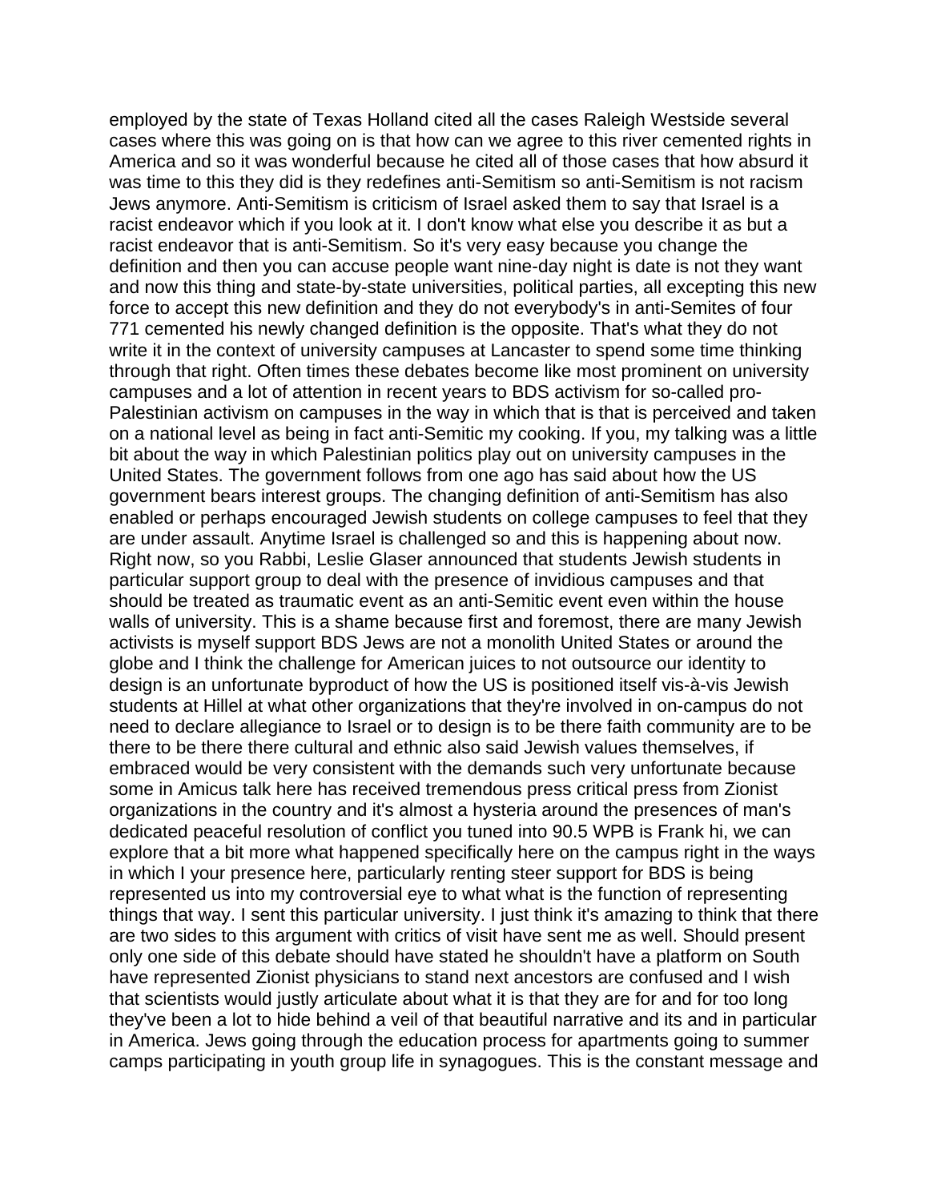employed by the state of Texas Holland cited all the cases Raleigh Westside several cases where this was going on is that how can we agree to this river cemented rights in America and so it was wonderful because he cited all of those cases that how absurd it was time to this they did is they redefines anti-Semitism so anti-Semitism is not racism Jews anymore. Anti-Semitism is criticism of Israel asked them to say that Israel is a racist endeavor which if you look at it. I don't know what else you describe it as but a racist endeavor that is anti-Semitism. So it's very easy because you change the definition and then you can accuse people want nine-day night is date is not they want and now this thing and state-by-state universities, political parties, all excepting this new force to accept this new definition and they do not everybody's in anti-Semites of four 771 cemented his newly changed definition is the opposite. That's what they do not write it in the context of university campuses at Lancaster to spend some time thinking through that right. Often times these debates become like most prominent on university campuses and a lot of attention in recent years to BDS activism for so-called pro-Palestinian activism on campuses in the way in which that is that is perceived and taken on a national level as being in fact anti-Semitic my cooking. If you, my talking was a little bit about the way in which Palestinian politics play out on university campuses in the United States. The government follows from one ago has said about how the US government bears interest groups. The changing definition of anti-Semitism has also enabled or perhaps encouraged Jewish students on college campuses to feel that they are under assault. Anytime Israel is challenged so and this is happening about now. Right now, so you Rabbi, Leslie Glaser announced that students Jewish students in particular support group to deal with the presence of invidious campuses and that should be treated as traumatic event as an anti-Semitic event even within the house walls of university. This is a shame because first and foremost, there are many Jewish activists is myself support BDS Jews are not a monolith United States or around the globe and I think the challenge for American juices to not outsource our identity to design is an unfortunate byproduct of how the US is positioned itself vis-à-vis Jewish students at Hillel at what other organizations that they're involved in on-campus do not need to declare allegiance to Israel or to design is to be there faith community are to be there to be there there cultural and ethnic also said Jewish values themselves, if embraced would be very consistent with the demands such very unfortunate because some in Amicus talk here has received tremendous press critical press from Zionist organizations in the country and it's almost a hysteria around the presences of man's dedicated peaceful resolution of conflict you tuned into 90.5 WPB is Frank hi, we can explore that a bit more what happened specifically here on the campus right in the ways in which I your presence here, particularly renting steer support for BDS is being represented us into my controversial eye to what what is the function of representing things that way. I sent this particular university. I just think it's amazing to think that there are two sides to this argument with critics of visit have sent me as well. Should present only one side of this debate should have stated he shouldn't have a platform on South have represented Zionist physicians to stand next ancestors are confused and I wish that scientists would justly articulate about what it is that they are for and for too long they've been a lot to hide behind a veil of that beautiful narrative and its and in particular in America. Jews going through the education process for apartments going to summer camps participating in youth group life in synagogues. This is the constant message and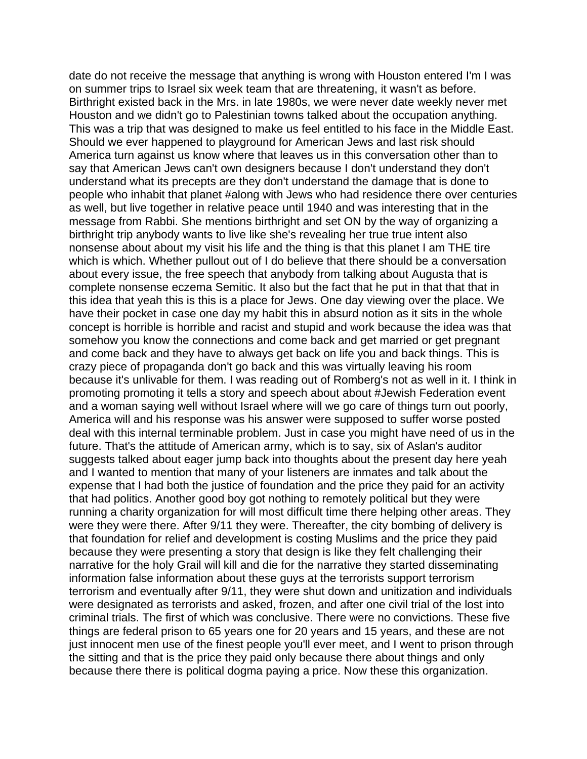date do not receive the message that anything is wrong with Houston entered I'm I was on summer trips to Israel six week team that are threatening, it wasn't as before. Birthright existed back in the Mrs. in late 1980s, we were never date weekly never met Houston and we didn't go to Palestinian towns talked about the occupation anything. This was a trip that was designed to make us feel entitled to his face in the Middle East. Should we ever happened to playground for American Jews and last risk should America turn against us know where that leaves us in this conversation other than to say that American Jews can't own designers because I don't understand they don't understand what its precepts are they don't understand the damage that is done to people who inhabit that planet #along with Jews who had residence there over centuries as well, but live together in relative peace until 1940 and was interesting that in the message from Rabbi. She mentions birthright and set ON by the way of organizing a birthright trip anybody wants to live like she's revealing her true true intent also nonsense about about my visit his life and the thing is that this planet I am THE tire which is which. Whether pullout out of I do believe that there should be a conversation about every issue, the free speech that anybody from talking about Augusta that is complete nonsense eczema Semitic. It also but the fact that he put in that that that in this idea that yeah this is this is a place for Jews. One day viewing over the place. We have their pocket in case one day my habit this in absurd notion as it sits in the whole concept is horrible is horrible and racist and stupid and work because the idea was that somehow you know the connections and come back and get married or get pregnant and come back and they have to always get back on life you and back things. This is crazy piece of propaganda don't go back and this was virtually leaving his room because it's unlivable for them. I was reading out of Romberg's not as well in it. I think in promoting promoting it tells a story and speech about about #Jewish Federation event and a woman saying well without Israel where will we go care of things turn out poorly, America will and his response was his answer were supposed to suffer worse posted deal with this internal terminable problem. Just in case you might have need of us in the future. That's the attitude of American army, which is to say, six of Aslan's auditor suggests talked about eager jump back into thoughts about the present day here yeah and I wanted to mention that many of your listeners are inmates and talk about the expense that I had both the justice of foundation and the price they paid for an activity that had politics. Another good boy got nothing to remotely political but they were running a charity organization for will most difficult time there helping other areas. They were they were there. After 9/11 they were. Thereafter, the city bombing of delivery is that foundation for relief and development is costing Muslims and the price they paid because they were presenting a story that design is like they felt challenging their narrative for the holy Grail will kill and die for the narrative they started disseminating information false information about these guys at the terrorists support terrorism terrorism and eventually after 9/11, they were shut down and unitization and individuals were designated as terrorists and asked, frozen, and after one civil trial of the lost into criminal trials. The first of which was conclusive. There were no convictions. These five things are federal prison to 65 years one for 20 years and 15 years, and these are not just innocent men use of the finest people you'll ever meet, and I went to prison through the sitting and that is the price they paid only because there about things and only because there there is political dogma paying a price. Now these this organization.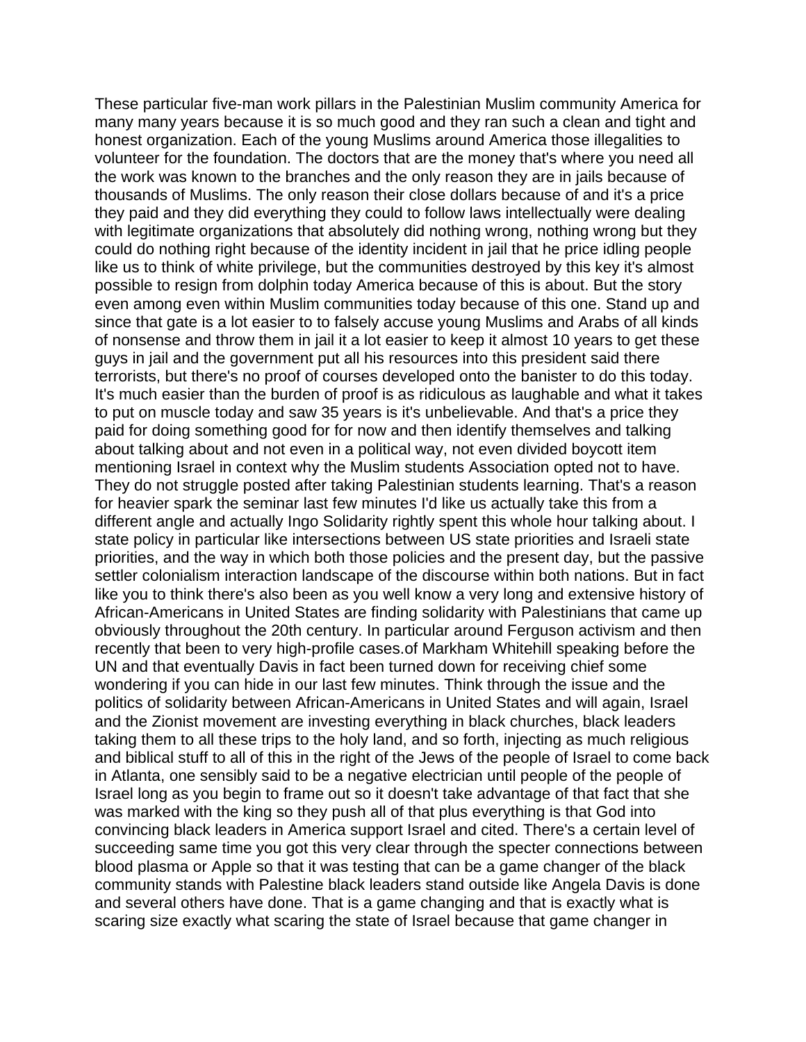These particular five-man work pillars in the Palestinian Muslim community America for many many years because it is so much good and they ran such a clean and tight and honest organization. Each of the young Muslims around America those illegalities to volunteer for the foundation. The doctors that are the money that's where you need all the work was known to the branches and the only reason they are in jails because of thousands of Muslims. The only reason their close dollars because of and it's a price they paid and they did everything they could to follow laws intellectually were dealing with legitimate organizations that absolutely did nothing wrong, nothing wrong but they could do nothing right because of the identity incident in jail that he price idling people like us to think of white privilege, but the communities destroyed by this key it's almost possible to resign from dolphin today America because of this is about. But the story even among even within Muslim communities today because of this one. Stand up and since that gate is a lot easier to to falsely accuse young Muslims and Arabs of all kinds of nonsense and throw them in jail it a lot easier to keep it almost 10 years to get these guys in jail and the government put all his resources into this president said there terrorists, but there's no proof of courses developed onto the banister to do this today. It's much easier than the burden of proof is as ridiculous as laughable and what it takes to put on muscle today and saw 35 years is it's unbelievable. And that's a price they paid for doing something good for for now and then identify themselves and talking about talking about and not even in a political way, not even divided boycott item mentioning Israel in context why the Muslim students Association opted not to have. They do not struggle posted after taking Palestinian students learning. That's a reason for heavier spark the seminar last few minutes I'd like us actually take this from a different angle and actually Ingo Solidarity rightly spent this whole hour talking about. I state policy in particular like intersections between US state priorities and Israeli state priorities, and the way in which both those policies and the present day, but the passive settler colonialism interaction landscape of the discourse within both nations. But in fact like you to think there's also been as you well know a very long and extensive history of African-Americans in United States are finding solidarity with Palestinians that came up obviously throughout the 20th century. In particular around Ferguson activism and then recently that been to very high-profile cases.of Markham Whitehill speaking before the UN and that eventually Davis in fact been turned down for receiving chief some wondering if you can hide in our last few minutes. Think through the issue and the politics of solidarity between African-Americans in United States and will again, Israel and the Zionist movement are investing everything in black churches, black leaders taking them to all these trips to the holy land, and so forth, injecting as much religious and biblical stuff to all of this in the right of the Jews of the people of Israel to come back in Atlanta, one sensibly said to be a negative electrician until people of the people of Israel long as you begin to frame out so it doesn't take advantage of that fact that she was marked with the king so they push all of that plus everything is that God into convincing black leaders in America support Israel and cited. There's a certain level of succeeding same time you got this very clear through the specter connections between blood plasma or Apple so that it was testing that can be a game changer of the black community stands with Palestine black leaders stand outside like Angela Davis is done and several others have done. That is a game changing and that is exactly what is scaring size exactly what scaring the state of Israel because that game changer in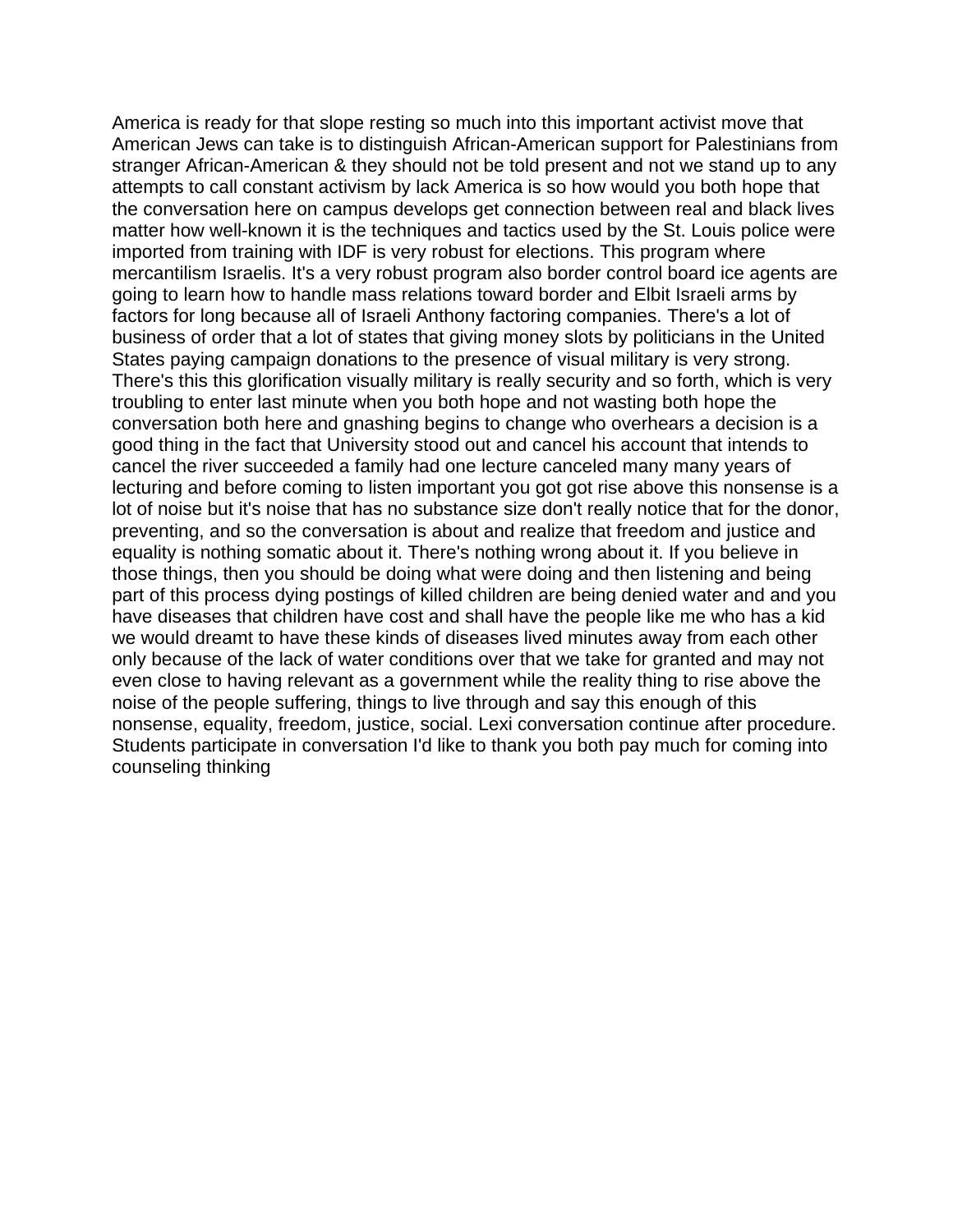America is ready for that slope resting so much into this important activist move that American Jews can take is to distinguish African-American support for Palestinians from stranger African-American & they should not be told present and not we stand up to any attempts to call constant activism by lack America is so how would you both hope that the conversation here on campus develops get connection between real and black lives matter how well-known it is the techniques and tactics used by the St. Louis police were imported from training with IDF is very robust for elections. This program where mercantilism Israelis. It's a very robust program also border control board ice agents are going to learn how to handle mass relations toward border and Elbit Israeli arms by factors for long because all of Israeli Anthony factoring companies. There's a lot of business of order that a lot of states that giving money slots by politicians in the United States paying campaign donations to the presence of visual military is very strong. There's this this glorification visually military is really security and so forth, which is very troubling to enter last minute when you both hope and not wasting both hope the conversation both here and gnashing begins to change who overhears a decision is a good thing in the fact that University stood out and cancel his account that intends to cancel the river succeeded a family had one lecture canceled many many years of lecturing and before coming to listen important you got got rise above this nonsense is a lot of noise but it's noise that has no substance size don't really notice that for the donor, preventing, and so the conversation is about and realize that freedom and justice and equality is nothing somatic about it. There's nothing wrong about it. If you believe in those things, then you should be doing what were doing and then listening and being part of this process dying postings of killed children are being denied water and and you have diseases that children have cost and shall have the people like me who has a kid we would dreamt to have these kinds of diseases lived minutes away from each other only because of the lack of water conditions over that we take for granted and may not even close to having relevant as a government while the reality thing to rise above the noise of the people suffering, things to live through and say this enough of this nonsense, equality, freedom, justice, social. Lexi conversation continue after procedure. Students participate in conversation I'd like to thank you both pay much for coming into counseling thinking